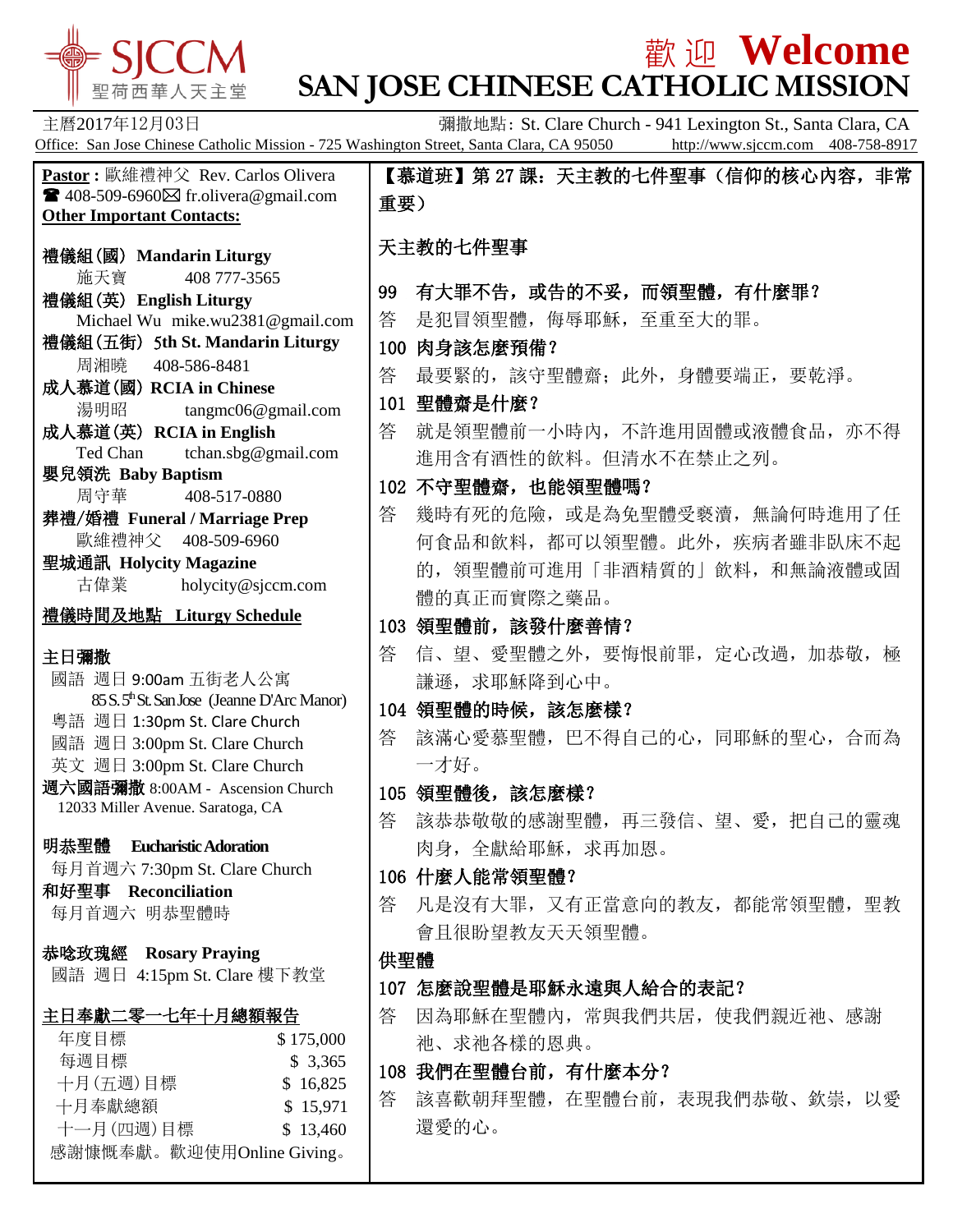# SJCCM 聖荷西華人天主堂

# 歡迎 Welcome
# SAN JOSE CHINESE CATHOLIC MISSION

主曆2017年12月03日　　彌撒地點: St. Clare Church - 941 Lexington St., Santa Clara, CA

Office: San Jose Chinese Catholic Mission - 725 Washington Street, Santa Clara, CA 95050　http://www.sjccm.com　408-758-8917

**Pastor :** 歐維禮神父 Rev. Carlos Olivera
☎ 408-509-6960 ✉ fr.olivera@gmail.com

**Other Important Contacts:**

**禮儀組(國) Mandarin Liturgy**
施天寶　408 777-3565

**禮儀組(英) English Liturgy**
Michael Wu　mike.wu2381@gmail.com

**禮儀組(五街) 5th St. Mandarin Liturgy**
周湘曉　408-586-8481

**成人慕道(國) RCIA in Chinese**
湯明昭　tangmc06@gmail.com

**成人慕道(英) RCIA in English**
Ted Chan　tchan.sbg@gmail.com

**嬰兒領洗 Baby Baptism**
周守華　408-517-0880

**葬禮/婚禮 Funeral / Marriage Prep**
歐維禮神父　408-509-6960

**聖城通訊 Holycity Magazine**
古偉業　holycity@sjccm.com

**禮儀時間及地點 Liturgy Schedule**

**主日彌撒**
國語 週日 9:00am 五街老人公寓
85 S. 5th St. San Jose (Jeanne D'Arc Manor)
粵語 週日 1:30pm St. Clare Church
國語 週日 3:00pm St. Clare Church
英文 週日 3:00pm St. Clare Church

**週六國語彌撒** 8:00AM - Ascension Church
12033 Miller Avenue. Saratoga, CA

**明恭聖體 Eucharistic Adoration**
每月首週六 7:30pm St. Clare Church

**和好聖事 Reconciliation**
每月首週六 明恭聖體時

**恭唸玫瑰經 Rosary Praying**
國語 週日 4:15pm St. Clare 樓下教堂

**主日奉獻二零一七年十月總額報告**

| | |
|---|---|
| 年度目標 | $ 175,000 |
| 每週目標 | $ 3,365 |
| 十月(五週)目標 | $ 16,825 |
| 十月奉獻總額 | $ 15,971 |
| 十一月(四週)目標 | $ 13,460 |

感謝慷慨奉獻。歡迎使用Online Giving。

**【慕道班】第 27 課：天主教的七件聖事（信仰的核心內容，非常重要）**

天主教的七件聖事

**99 有大罪不告，或告的不妥，而領聖體，有什麼罪？**
答 是犯冒領聖體，侮辱耶穌，至重至大的罪。

**100 肉身該怎麼預備？**
答 最要緊的，該守聖體齋；此外，身體要端正，要乾淨。

**101 聖體齋是什麼？**
答 就是領聖體前一小時內，不許進用固體或液體食品，亦不得進用含有酒性的飲料。但清水不在禁止之列。

**102 不守聖體齋，也能領聖體嗎？**
答 幾時有死的危險，或是為免聖體受褻瀆，無論何時進用了任何食品和飲料，都可以領聖體。此外，疾病者雖非臥床不起的，領聖體前可進用「非酒精質的」飲料，和無論液體或固體的真正而實際之藥品。

**103 領聖體前，該發什麼善情？**
答 信、望、愛聖體之外，要悔恨前罪，定心改過，加恭敬，極謙遜，求耶穌降到心中。

**104 領聖體的時候，該怎麼樣？**
答 該滿心愛慕聖體，巴不得自己的心，同耶穌的聖心，合而為一才好。

**105 領聖體後，該怎麼樣？**
答 該恭恭敬敬的感謝聖體，再三發信、望、愛，把自己的靈魂肉身，全獻給耶穌，求再加恩。

**106 什麼人能常領聖體？**
答 凡是沒有大罪，又有正當意向的教友，都能常領聖體，聖教會且很盼望教友天天領聖體。

**供聖體**

**107 怎麼說聖體是耶穌永遠與人結合的表記？**
答 因為耶穌在聖體內，常與我們共居，使我們親近祂、感謝祂、求祂各樣的恩典。

**108 我們在聖體台前，有什麼本分？**
答 該喜歡朝拜聖體，在聖體台前，表現我們恭敬、欽崇，以愛還愛的心。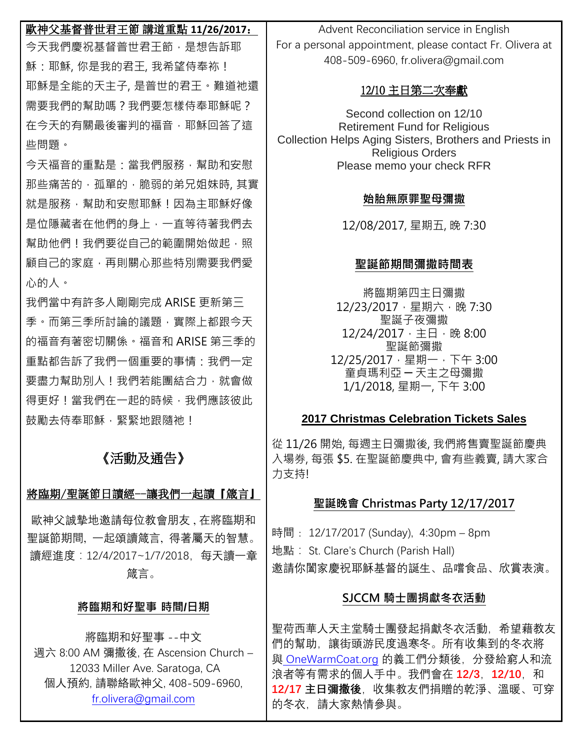**歐神父基督普世君王節 講道重點 11/26/2017：**

今天我們慶祝基督普世君王節，是想告訴耶穌：耶穌, 你是我的君王, 我希望侍奉祢！耶穌是全能的天主子, 是普世的君王。難道祂還需要我們的幫助嗎？我們要怎樣侍奉耶穌呢？在今天的有關最後審判的福音，耶穌回答了這些問題。

今天福音的重點是：當我們服務，幫助和安慰那些痛苦的，孤單的，脆弱的弟兄姐妹時, 其實就是服務，幫助和安慰耶穌！因為主耶穌好像是位隱藏者在他們的身上，一直等待著我們去幫助他們！我們要從自己的範圍開始做起，照顧自己的家庭，再則關心那些特別需要我們愛心的人。

我們當中有許多人剛剛完成 ARISE 更新第三季。而第三季所討論的議題，實際上都跟今天的福音有著密切關係。福音和 ARISE 第三季的重點都告訴了我們一個重要的事情：我們一定要盡力幫助別人！我們若能團結合力，就會做得更好！當我們在一起的時候，我們應該彼此鼓勵去侍奉耶穌，緊緊地跟隨祂！

# 《活動及通告》

**將臨期/聖誕節日讀經--讓我們一起讀『箴言』**

歐神父誠摯地邀請每位教會朋友 , 在將臨期和聖誕節期間, 一起頌讀箴言，得著屬天的智慧。讀經進度：12/4/2017~1/7/2018，每天讀一章箴言。

**將臨期和好聖事 時間/日期**

將臨期和好聖事 --中文
週六 8:00 AM 彌撒後, 在 Ascension Church – 12033 Miller Ave. Saratoga, CA
個人預約, 請聯絡歐神父, 408-509-6960, fr.olivera@gmail.com

Advent Reconciliation service in English
For a personal appointment, please contact Fr. Olivera at 408-509-6960, fr.olivera@gmail.com

**12/10 主日第二次奉獻**

Second collection on 12/10
Retirement Fund for Religious
Collection Helps Aging Sisters, Brothers and Priests in Religious Orders
Please memo your check RFR

**始胎無原罪聖母彌撒**

12/08/2017, 星期五, 晚 7:30

**聖誕節期間彌撒時間表**

將臨期第四主日彌撒
12/23/2017，星期六，晚 7:30
聖誕子夜彌撒
12/24/2017，主日，晚 8:00
聖誕節彌撒
12/25/2017，星期一，下午 3:00
童貞瑪利亞 – 天主之母彌撒
1/1/2018, 星期一, 下午 3:00

**2017 Christmas Celebration Tickets Sales**

從 11/26 開始, 每週主日彌撒後, 我們將售賣聖誕節慶典入場券, 每張 $5. 在聖誕節慶典中, 會有些義賣, 請大家合力支持!

**聖誕晚會 Christmas Party 12/17/2017**

時間： 12/17/2017 (Sunday), 4:30pm – 8pm
地點： St. Clare's Church (Parish Hall)
邀請你闔家慶祝耶穌基督的誕生、品嚐食品、欣賞表演。

**SJCCM 騎士團捐獻冬衣活動**

聖荷西華人天主堂騎士團發起捐獻冬衣活動，希望藉教友們的幫助，讓街頭游民度過寒冬。所有收集到的冬衣將與 OneWarmCoat.org 的義工們分類後，分發給窮人和流浪者等有需求的個人手中。我們會在 **12/3**，**12/10**，和 **12/17 主日彌撒後**，收集教友們捐贈的乾淨、溫暖、可穿的冬衣，請大家熱情參與。